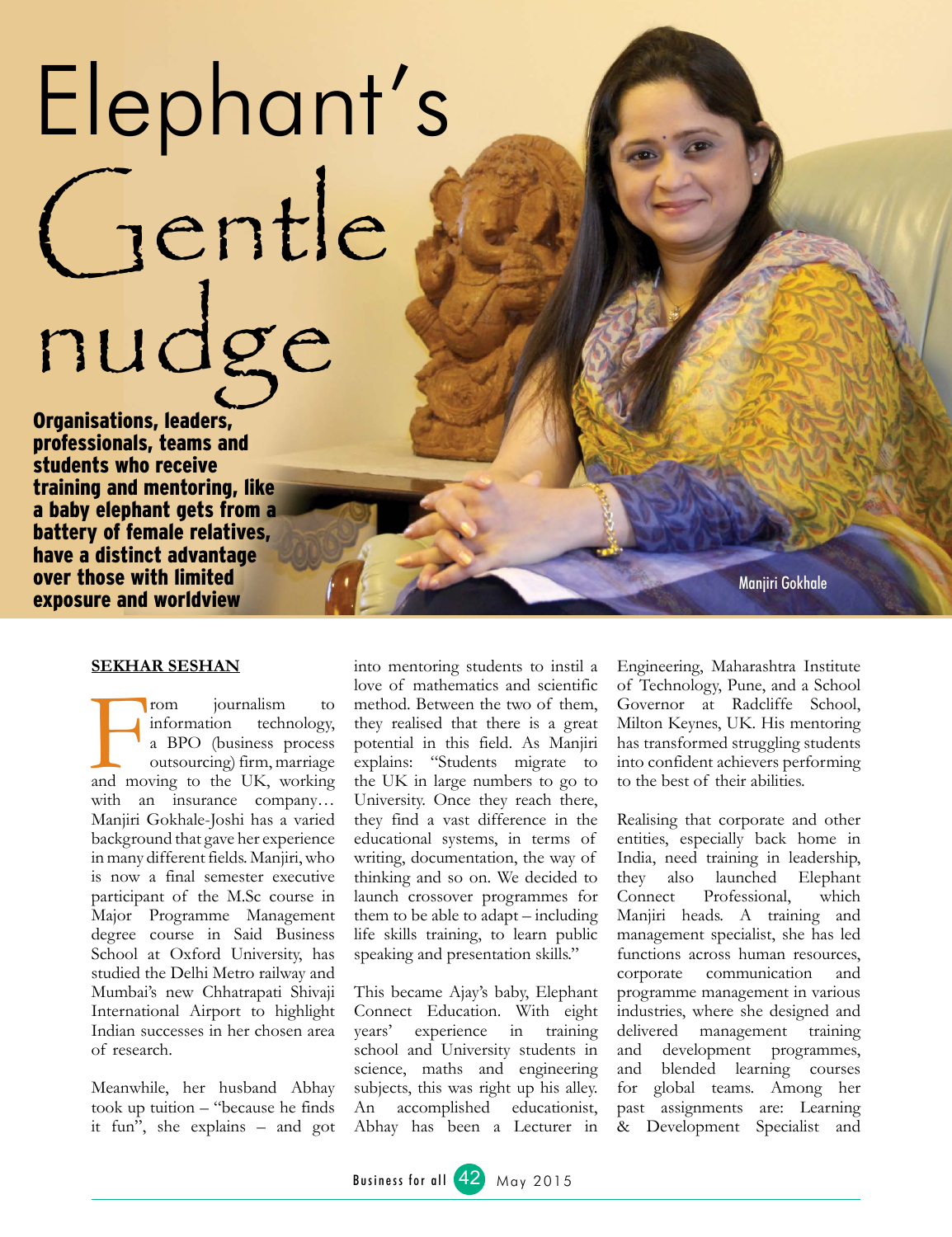# Elephant's Gentle nudge

**Organisations, leaders, professionals, teams and students who receive training and mentoring, like a baby elephant gets from a battery of female relatives, have a distinct advantage over those with limited exposure and worldview**

Manjiri Gokhale

**SEKHAR SESHAN**

From journalism to information technology, a BPO (business process outsourcing) firm, marriage and moving to the UK, working with an insurance company… Manjiri Gokhale-Joshi has a varied background that gave her experience in many different fields. Manjiri, who is now a final semester executive participant of the M.Sc course in Major Programme Management degree course in Said Business School at Oxford University, has studied the Delhi Metro railway and Mumbai's new Chhatrapati Shivaji International Airport to highlight Indian successes in her chosen area of research.

Meanwhile, her husband Abhay took up tuition – "because he finds it fun", she explains – and got into mentoring students to instil a love of mathematics and scientific method. Between the two of them, they realised that there is a great potential in this field. As Manjiri explains: "Students migrate to the UK in large numbers to go to University. Once they reach there, they find a vast difference in the educational systems, in terms of writing, documentation, the way of thinking and so on. We decided to launch crossover programmes for them to be able to adapt – including life skills training, to learn public speaking and presentation skills."

This became Ajay's baby, Elephant Connect Education. With eight years' experience in training school and University students in science, maths and engineering subjects, this was right up his alley. An accomplished educationist, Abhay has been a Lecturer in Engineering, Maharashtra Institute of Technology, Pune, and a School Governor at Radcliffe School, Milton Keynes, UK. His mentoring has transformed struggling students into confident achievers performing to the best of their abilities.

Realising that corporate and other entities, especially back home in India, need training in leadership, they also launched Elephant Connect Professional, which Manjiri heads. A training and management specialist, she has led functions across human resources, corporate communication and programme management in various industries, where she designed and delivered management training and development programmes, and blended learning courses for global teams. Among her past assignments are: Learning & Development Specialist and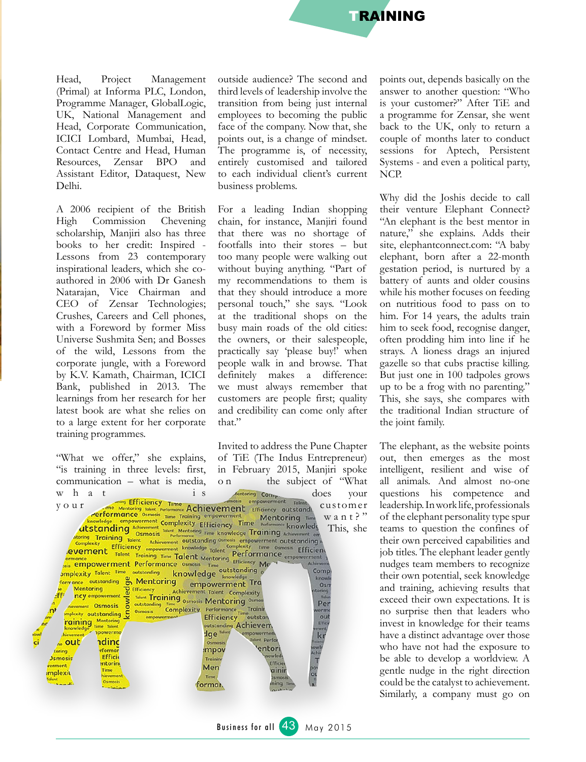Head, Project Management (Primal) at Informa PLC, London, Programme Manager, GlobalLogic, UK, National Management and Head, Corporate Communication, ICICI Lombard, Mumbai, Head, Contact Centre and Head, Human Resources, Zensar BPO and Assistant Editor, Dataquest, New Delhi.

A 2006 recipient of the British High Commission Chevening scholarship, Manjiri also has three books to her credit: Inspired - Lessons from 23 contemporary inspirational leaders, which she co-authored in 2006 with Dr Ganesh Natarajan, Vice Chairman and CEO of Zensar Technologies; Crushes, Careers and Cell phones, with a Foreword by former Miss Universe Sushmita Sen; and Bosses of the wild, Lessons from the corporate jungle, with a Foreword by K.V. Kamath, Chairman, ICICI Bank, published in 2013. The learnings from her research for her latest book are what she relies on to a large extent for her corporate training programmes.

"What we offer," she explains, "is training in three levels: first, communication – what is media, what is your outside audience? The second and third levels of leadership involve the transition from being just internal employees to becoming the public face of the company. Now that, she points out, is a change of mindset. The programme is, of necessity, entirely customised and tailored to each individual client's current business problems.

For a leading Indian shopping chain, for instance, Manjiri found that there was no shortage of footfalls into their stores – but too many people were walking out without buying anything. "Part of my recommendations to them is that they should introduce a more personal touch," she says. "Look at the traditional shops on the busy main roads of the old cities: the owners, or their salespeople, practically say 'please buy!' when people walk in and browse. That definitely makes a difference: we must always remember that customers are people first; quality and credibility can come only after that."

Invited to address the Pune Chapter of TiE (The Indus Entrepreneur) in February 2015, Manjiri spoke on the subject of "What does your customer want?" This, she points out, depends basically on the answer to another question: "Who is your customer?" After TiE and a programme for Zensar, she went back to the UK, only to return a couple of months later to conduct sessions for Aptech, Persistent Systems - and even a political party, NCP.

Why did the Joshis decide to call their venture Elephant Connect? "An elephant is the best mentor in nature," she explains. Adds their site, elephantconnect.com: "A baby elephant, born after a 22-month gestation period, is nurtured by a battery of aunts and older cousins while his mother focuses on feeding on nutritious food to pass on to him. For 14 years, the adults train him to seek food, recognise danger, often prodding him into line if he strays. A lioness drags an injured gazelle so that cubs practise killing. But just one in 100 tadpoles grows up to be a frog with no parenting." This, she says, she compares with the traditional Indian structure of the joint family.

The elephant, as the website points out, then emerges as the most intelligent, resilient and wise of all animals. And almost no-one questions his competence and leadership. In work life, professionals of the elephant personality type spur teams to question the confines of their own perceived capabilities and job titles. The elephant leader gently nudges team members to recognize their own potential, seek knowledge and training, achieving results that exceed their own expectations. It is no surprise then that leaders who invest in knowledge for their teams have a distinct advantage over those who have not had the exposure to be able to develop a worldview. A gentle nudge in the right direction could be the catalyst to achievement. Similarly, a company must go on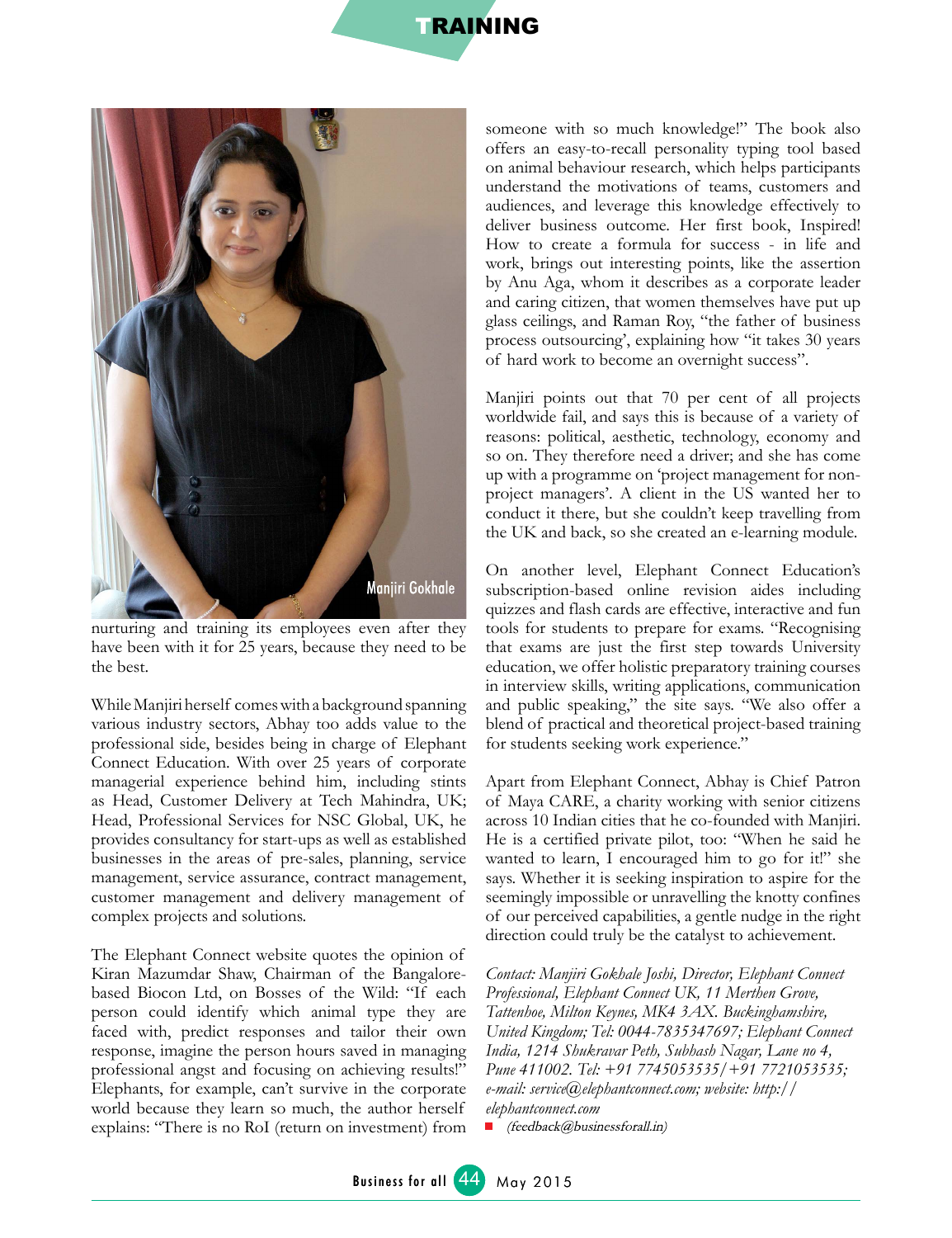nurturing and training its employees even after they have been with it for 25 years, because they need to be the best.

While Manjiri herself comes with a background spanning various industry sectors, Abhay too adds value to the professional side, besides being in charge of Elephant Connect Education. With over 25 years of corporate managerial experience behind him, including stints as Head, Customer Delivery at Tech Mahindra, UK; Head, Professional Services for NSC Global, UK, he provides consultancy for start-ups as well as established businesses in the areas of pre-sales, planning, service management, service assurance, contract management, customer management and delivery management of complex projects and solutions.

The Elephant Connect website quotes the opinion of Kiran Mazumdar Shaw, Chairman of the Bangalore-based Biocon Ltd, on Bosses of the Wild: "If each person could identify which animal type they are faced with, predict responses and tailor their own response, imagine the person hours saved in managing professional angst and focusing on achieving results!" Elephants, for example, can't survive in the corporate world because they learn so much, the author herself explains: "There is no RoI (return on investment) from someone with so much knowledge!" The book also offers an easy-to-recall personality typing tool based on animal behaviour research, which helps participants understand the motivations of teams, customers and audiences, and leverage this knowledge effectively to deliver business outcome. Her first book, Inspired! How to create a formula for success - in life and work, brings out interesting points, like the assertion by Anu Aga, whom it describes as a corporate leader and caring citizen, that women themselves have put up glass ceilings, and Raman Roy, "the father of business process outsourcing', explaining how "it takes 30 years of hard work to become an overnight success".

Manjiri points out that 70 per cent of all projects worldwide fail, and says this is because of a variety of reasons: political, aesthetic, technology, economy and so on. They therefore need a driver; and she has come up with a programme on 'project management for non-project managers'. A client in the US wanted her to conduct it there, but she couldn't keep travelling from the UK and back, so she created an e-learning module.

On another level, Elephant Connect Education's subscription-based online revision aides including quizzes and flash cards are effective, interactive and fun tools for students to prepare for exams. "Recognising that exams are just the first step towards University education, we offer holistic preparatory training courses in interview skills, writing applications, communication and public speaking," the site says. "We also offer a blend of practical and theoretical project-based training for students seeking work experience."

Apart from Elephant Connect, Abhay is Chief Patron of Maya CARE, a charity working with senior citizens across 10 Indian cities that he co-founded with Manjiri. He is a certified private pilot, too: "When he said he wanted to learn, I encouraged him to go for it!" she says. Whether it is seeking inspiration to aspire for the seemingly impossible or unravelling the knotty confines of our perceived capabilities, a gentle nudge in the right direction could truly be the catalyst to achievement.

*Contact: Manjiri Gokhale Joshi, Director, Elephant Connect Professional, Elephant Connect UK, 11 Merthen Grove, Tattenhoe, Milton Keynes, MK4 3AX. Buckinghamshire, United Kingdom; Tel: 0044-7835347697; Elephant Connect India, 1214 Shukravar Peth, Subhash Nagar, Lane no 4, Pune 411002. Tel: +91 7745053535/+91 7721053535; e-mail: service@elephantconnect.com; website: http://elephantconnect.com*

*(feedback@businessforall.in)*